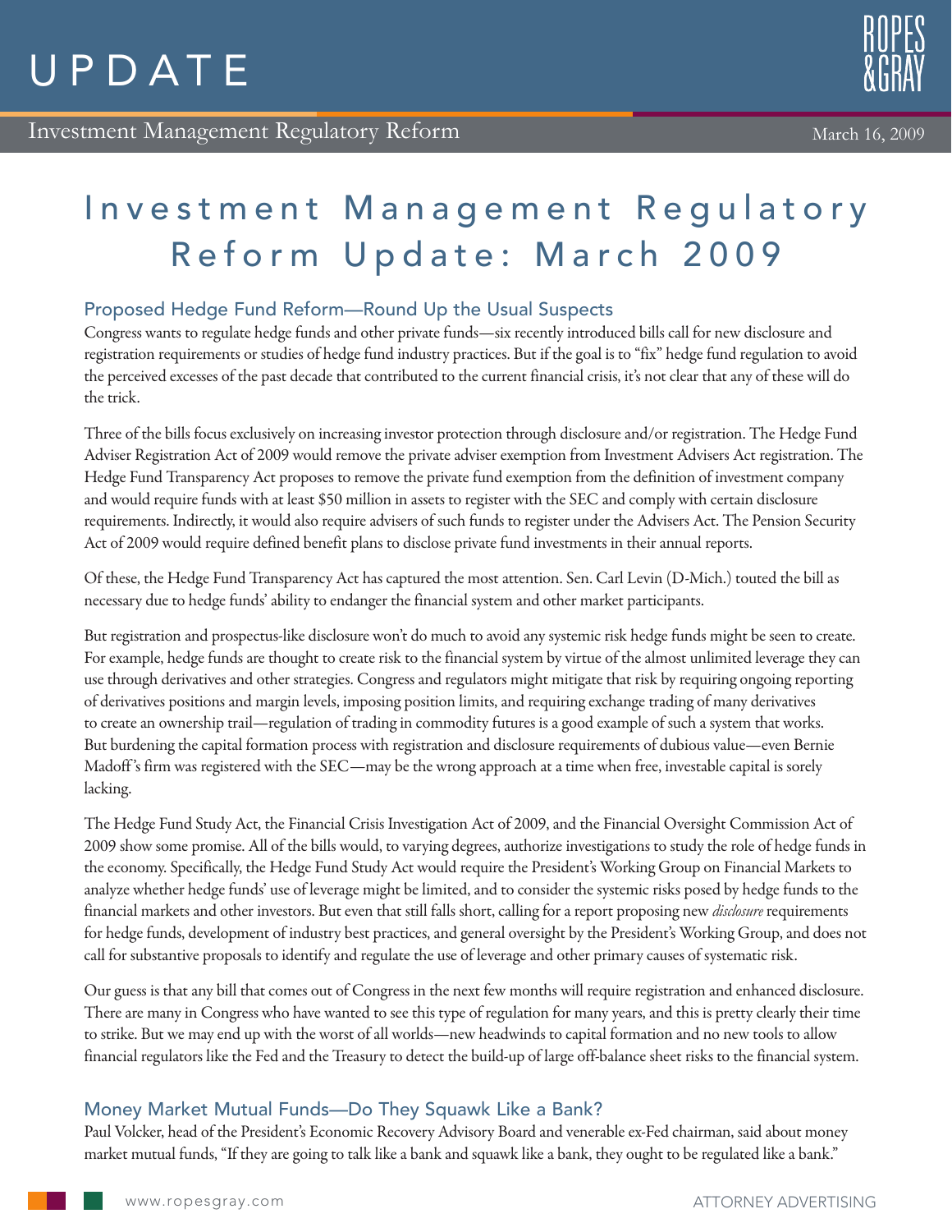# Investment Management Regulatory Reform Update: March 2009

Investment Management Regulatory Reform

March 16, 2009

## Proposed Hedge Fund Reform—Round Up the Usual Suspects

Congress wants to regulate hedge funds and other private funds—six recently introduced bills call for new disclosure and registration requirements or studies of hedge fund industry practices. But if the goal is to "fix" hedge fund regulation to avoid the perceived excesses of the past decade that contributed to the current financial crisis, it's not clear that any of these will do the trick.

Three of the bills focus exclusively on increasing investor protection through disclosure and/or registration. The Hedge Fund Adviser Registration Act of 2009 would remove the private adviser exemption from Investment Advisers Act registration. The Hedge Fund Transparency Act proposes to remove the private fund exemption from the definition of investment company and would require funds with at least $50 million in assets to register with the SEC and comply with certain disclosure requirements. Indirectly, it would also require advisers of such funds to register under the Advisers Act. The Pension Security Act of 2009 would require defined benefit plans to disclose private fund investments in their annual reports.

Of these, the Hedge Fund Transparency Act has captured the most attention. Sen. Carl Levin (D-Mich.) touted the bill as necessary due to hedge funds' ability to endanger the financial system and other market participants.

But registration and prospectus-like disclosure won't do much to avoid any systemic risk hedge funds might be seen to create. For example, hedge funds are thought to create risk to the financial system by virtue of the almost unlimited leverage they can use through derivatives and other strategies. Congress and regulators might mitigate that risk by requiring ongoing reporting of derivatives positions and margin levels, imposing position limits, and requiring exchange trading of many derivatives to create an ownership trail—regulation of trading in commodity futures is a good example of such a system that works. But burdening the capital formation process with registration and disclosure requirements of dubious value—even Bernie Madoff's firm was registered with the SEC—may be the wrong approach at a time when free, investable capital is sorely lacking.

The Hedge Fund Study Act, the Financial Crisis Investigation Act of 2009, and the Financial Oversight Commission Act of 2009 show some promise. All of the bills would, to varying degrees, authorize investigations to study the role of hedge funds in the economy. Specifically, the Hedge Fund Study Act would require the President's Working Group on Financial Markets to analyze whether hedge funds' use of leverage might be limited, and to consider the systemic risks posed by hedge funds to the financial markets and other investors. But even that still falls short, calling for a report proposing new *disclosure* requirements for hedge funds, development of industry best practices, and general oversight by the President's Working Group, and does not call for substantive proposals to identify and regulate the use of leverage and other primary causes of systematic risk.

Our guess is that any bill that comes out of Congress in the next few months will require registration and enhanced disclosure. There are many in Congress who have wanted to see this type of regulation for many years, and this is pretty clearly their time to strike. But we may end up with the worst of all worlds—new headwinds to capital formation and no new tools to allow financial regulators like the Fed and the Treasury to detect the build-up of large off-balance sheet risks to the financial system.

## Money Market Mutual Funds—Do They Squawk Like a Bank?

Paul Volcker, head of the President's Economic Recovery Advisory Board and venerable ex-Fed chairman, said about money market mutual funds, "If they are going to talk like a bank and squawk like a bank, they ought to be regulated like a bank."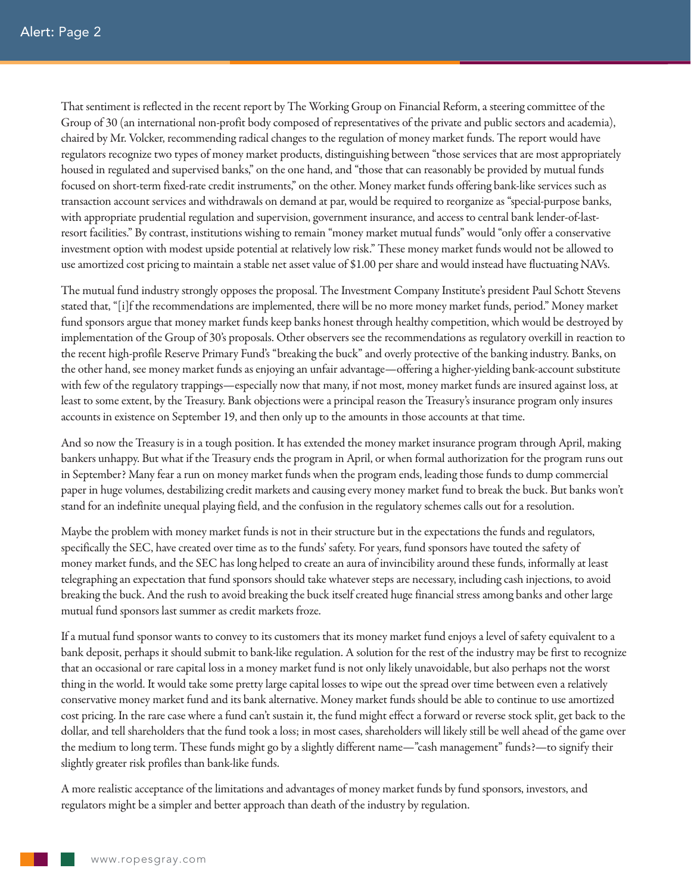That sentiment is reflected in the recent report by The Working Group on Financial Reform, a steering committee of the Group of 30 (an international non-profit body composed of representatives of the private and public sectors and academia), chaired by Mr. Volcker, recommending radical changes to the regulation of money market funds. The report would have regulators recognize two types of money market products, distinguishing between "those services that are most appropriately housed in regulated and supervised banks," on the one hand, and "those that can reasonably be provided by mutual funds focused on short-term fixed-rate credit instruments," on the other. Money market funds offering bank-like services such as transaction account services and withdrawals on demand at par, would be required to reorganize as "special-purpose banks, with appropriate prudential regulation and supervision, government insurance, and access to central bank lender-of-last-resort facilities." By contrast, institutions wishing to remain "money market mutual funds" would "only offer a conservative investment option with modest upside potential at relatively low risk." These money market funds would not be allowed to use amortized cost pricing to maintain a stable net asset value of $1.00 per share and would instead have fluctuating NAVs.

The mutual fund industry strongly opposes the proposal. The Investment Company Institute's president Paul Schott Stevens stated that, "[i]f the recommendations are implemented, there will be no more money market funds, period." Money market fund sponsors argue that money market funds keep banks honest through healthy competition, which would be destroyed by implementation of the Group of 30's proposals. Other observers see the recommendations as regulatory overkill in reaction to the recent high-profile Reserve Primary Fund's "breaking the buck" and overly protective of the banking industry. Banks, on the other hand, see money market funds as enjoying an unfair advantage—offering a higher-yielding bank-account substitute with few of the regulatory trappings—especially now that many, if not most, money market funds are insured against loss, at least to some extent, by the Treasury. Bank objections were a principal reason the Treasury's insurance program only insures accounts in existence on September 19, and then only up to the amounts in those accounts at that time.

And so now the Treasury is in a tough position. It has extended the money market insurance program through April, making bankers unhappy. But what if the Treasury ends the program in April, or when formal authorization for the program runs out in September? Many fear a run on money market funds when the program ends, leading those funds to dump commercial paper in huge volumes, destabilizing credit markets and causing every money market fund to break the buck. But banks won't stand for an indefinite unequal playing field, and the confusion in the regulatory schemes calls out for a resolution.

Maybe the problem with money market funds is not in their structure but in the expectations the funds and regulators, specifically the SEC, have created over time as to the funds' safety. For years, fund sponsors have touted the safety of money market funds, and the SEC has long helped to create an aura of invincibility around these funds, informally at least telegraphing an expectation that fund sponsors should take whatever steps are necessary, including cash injections, to avoid breaking the buck. And the rush to avoid breaking the buck itself created huge financial stress among banks and other large mutual fund sponsors last summer as credit markets froze.

If a mutual fund sponsor wants to convey to its customers that its money market fund enjoys a level of safety equivalent to a bank deposit, perhaps it should submit to bank-like regulation. A solution for the rest of the industry may be first to recognize that an occasional or rare capital loss in a money market fund is not only likely unavoidable, but also perhaps not the worst thing in the world. It would take some pretty large capital losses to wipe out the spread over time between even a relatively conservative money market fund and its bank alternative. Money market funds should be able to continue to use amortized cost pricing. In the rare case where a fund can't sustain it, the fund might effect a forward or reverse stock split, get back to the dollar, and tell shareholders that the fund took a loss; in most cases, shareholders will likely still be well ahead of the game over the medium to long term. These funds might go by a slightly different name—"cash management" funds?—to signify their slightly greater risk profiles than bank-like funds.

A more realistic acceptance of the limitations and advantages of money market funds by fund sponsors, investors, and regulators might be a simpler and better approach than death of the industry by regulation.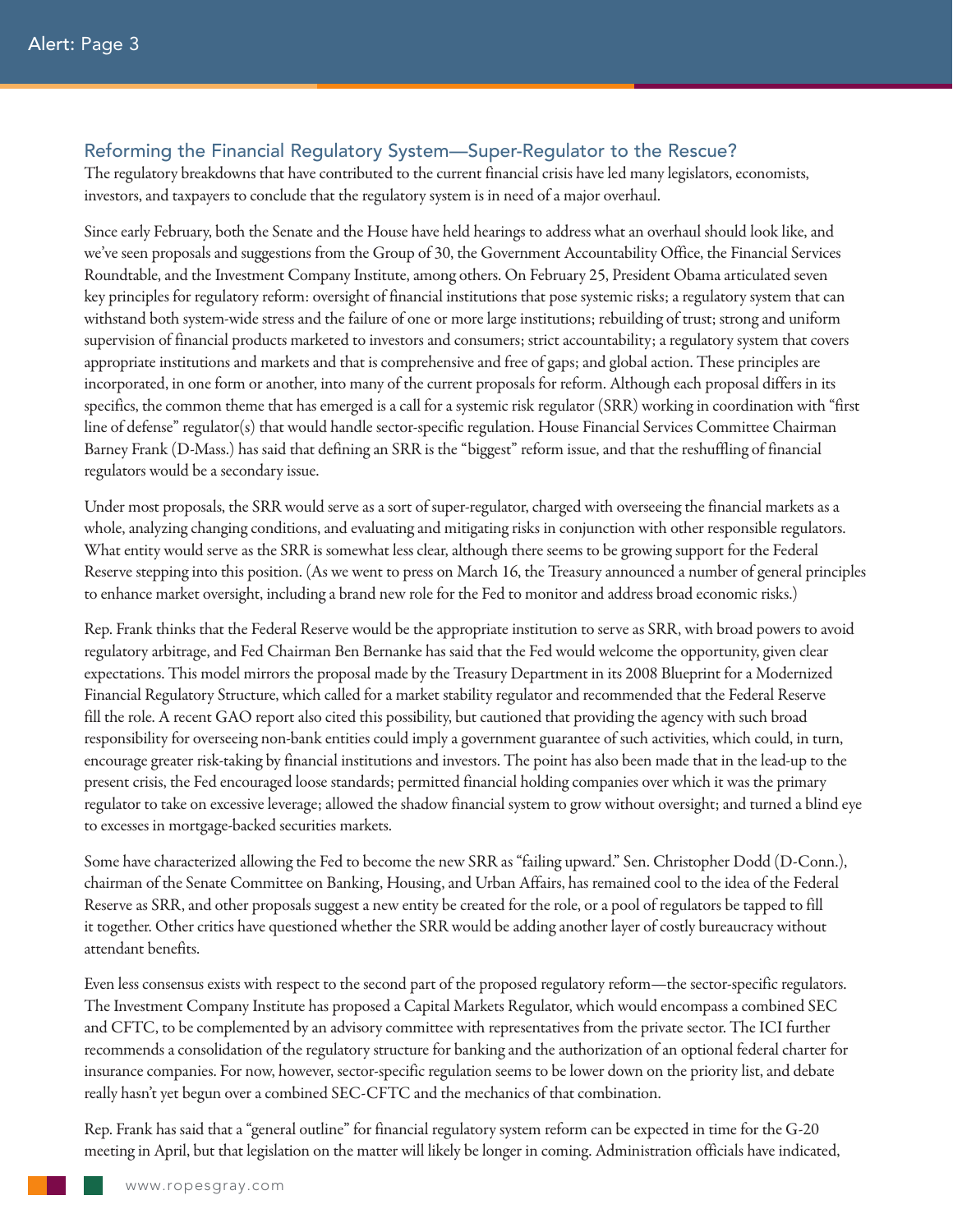## Reforming the Financial Regulatory System—Super-Regulator to the Rescue?

The regulatory breakdowns that have contributed to the current financial crisis have led many legislators, economists, investors, and taxpayers to conclude that the regulatory system is in need of a major overhaul.

Since early February, both the Senate and the House have held hearings to address what an overhaul should look like, and we've seen proposals and suggestions from the Group of 30, the Government Accountability Office, the Financial Services Roundtable, and the Investment Company Institute, among others. On February 25, President Obama articulated seven key principles for regulatory reform: oversight of financial institutions that pose systemic risks; a regulatory system that can withstand both system-wide stress and the failure of one or more large institutions; rebuilding of trust; strong and uniform supervision of financial products marketed to investors and consumers; strict accountability; a regulatory system that covers appropriate institutions and markets and that is comprehensive and free of gaps; and global action. These principles are incorporated, in one form or another, into many of the current proposals for reform. Although each proposal differs in its specifics, the common theme that has emerged is a call for a systemic risk regulator (SRR) working in coordination with "first line of defense" regulator(s) that would handle sector-specific regulation. House Financial Services Committee Chairman Barney Frank (D-Mass.) has said that defining an SRR is the "biggest" reform issue, and that the reshuffling of financial regulators would be a secondary issue.

Under most proposals, the SRR would serve as a sort of super-regulator, charged with overseeing the financial markets as a whole, analyzing changing conditions, and evaluating and mitigating risks in conjunction with other responsible regulators. What entity would serve as the SRR is somewhat less clear, although there seems to be growing support for the Federal Reserve stepping into this position. (As we went to press on March 16, the Treasury announced a number of general principles to enhance market oversight, including a brand new role for the Fed to monitor and address broad economic risks.)

Rep. Frank thinks that the Federal Reserve would be the appropriate institution to serve as SRR, with broad powers to avoid regulatory arbitrage, and Fed Chairman Ben Bernanke has said that the Fed would welcome the opportunity, given clear expectations. This model mirrors the proposal made by the Treasury Department in its 2008 Blueprint for a Modernized Financial Regulatory Structure, which called for a market stability regulator and recommended that the Federal Reserve fill the role. A recent GAO report also cited this possibility, but cautioned that providing the agency with such broad responsibility for overseeing non-bank entities could imply a government guarantee of such activities, which could, in turn, encourage greater risk-taking by financial institutions and investors. The point has also been made that in the lead-up to the present crisis, the Fed encouraged loose standards; permitted financial holding companies over which it was the primary regulator to take on excessive leverage; allowed the shadow financial system to grow without oversight; and turned a blind eye to excesses in mortgage-backed securities markets.

Some have characterized allowing the Fed to become the new SRR as "failing upward." Sen. Christopher Dodd (D-Conn.), chairman of the Senate Committee on Banking, Housing, and Urban Affairs, has remained cool to the idea of the Federal Reserve as SRR, and other proposals suggest a new entity be created for the role, or a pool of regulators be tapped to fill it together. Other critics have questioned whether the SRR would be adding another layer of costly bureaucracy without attendant benefits.

Even less consensus exists with respect to the second part of the proposed regulatory reform—the sector-specific regulators. The Investment Company Institute has proposed a Capital Markets Regulator, which would encompass a combined SEC and CFTC, to be complemented by an advisory committee with representatives from the private sector. The ICI further recommends a consolidation of the regulatory structure for banking and the authorization of an optional federal charter for insurance companies. For now, however, sector-specific regulation seems to be lower down on the priority list, and debate really hasn't yet begun over a combined SEC-CFTC and the mechanics of that combination.

Rep. Frank has said that a "general outline" for financial regulatory system reform can be expected in time for the G-20 meeting in April, but that legislation on the matter will likely be longer in coming. Administration officials have indicated,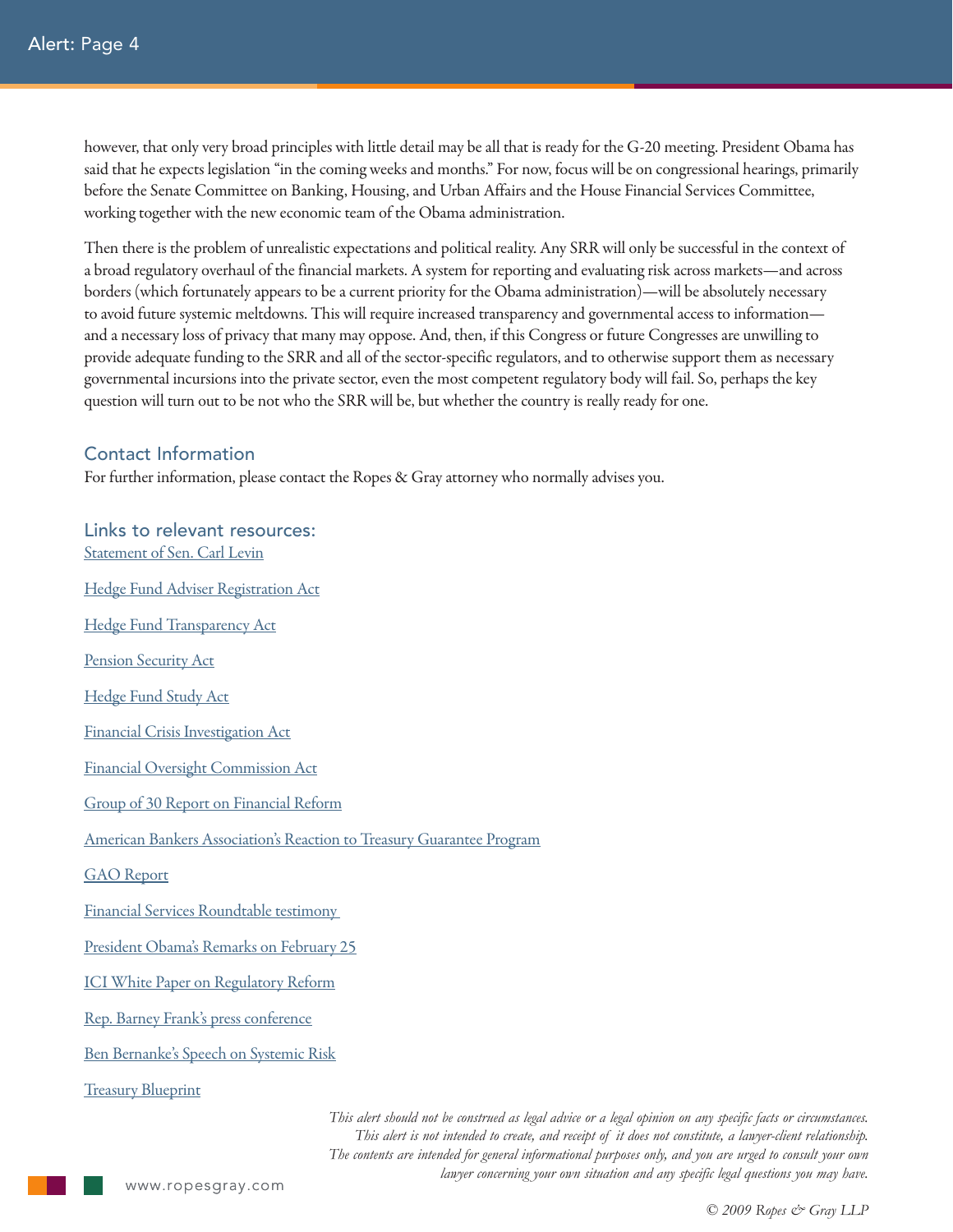however, that only very broad principles with little detail may be all that is ready for the G-20 meeting. President Obama has said that he expects legislation "in the coming weeks and months." For now, focus will be on congressional hearings, primarily before the Senate Committee on Banking, Housing, and Urban Affairs and the House Financial Services Committee, working together with the new economic team of the Obama administration.

Then there is the problem of unrealistic expectations and political reality. Any SRR will only be successful in the context of a broad regulatory overhaul of the financial markets. A system for reporting and evaluating risk across markets—and across borders (which fortunately appears to be a current priority for the Obama administration)—will be absolutely necessary to avoid future systemic meltdowns. This will require increased transparency and governmental access to information—and a necessary loss of privacy that many may oppose. And, then, if this Congress or future Congresses are unwilling to provide adequate funding to the SRR and all of the sector-specific regulators, and to otherwise support them as necessary governmental incursions into the private sector, even the most competent regulatory body will fail. So, perhaps the key question will turn out to be not who the SRR will be, but whether the country is really ready for one.

## Contact Information

For further information, please contact the Ropes & Gray attorney who normally advises you.

## Links to relevant resources:

Statement of Sen. Carl Levin

Hedge Fund Adviser Registration Act

Hedge Fund Transparency Act

Pension Security Act

Hedge Fund Study Act

Financial Crisis Investigation Act

Financial Oversight Commission Act

Group of 30 Report on Financial Reform

American Bankers Association's Reaction to Treasury Guarantee Program

GAO Report

Financial Services Roundtable testimony

President Obama's Remarks on February 25

ICI White Paper on Regulatory Reform

Rep. Barney Frank's press conference

Ben Bernanke's Speech on Systemic Risk

Treasury Blueprint

*This alert should not be construed as legal advice or a legal opinion on any specific facts or circumstances. This alert is not intended to create, and receipt of it does not constitute, a lawyer-client relationship. The contents are intended for general informational purposes only, and you are urged to consult your own lawyer concerning your own situation and any specific legal questions you may have.*

www.ropesgray.com

*© 2009 Ropes & Gray LLP*